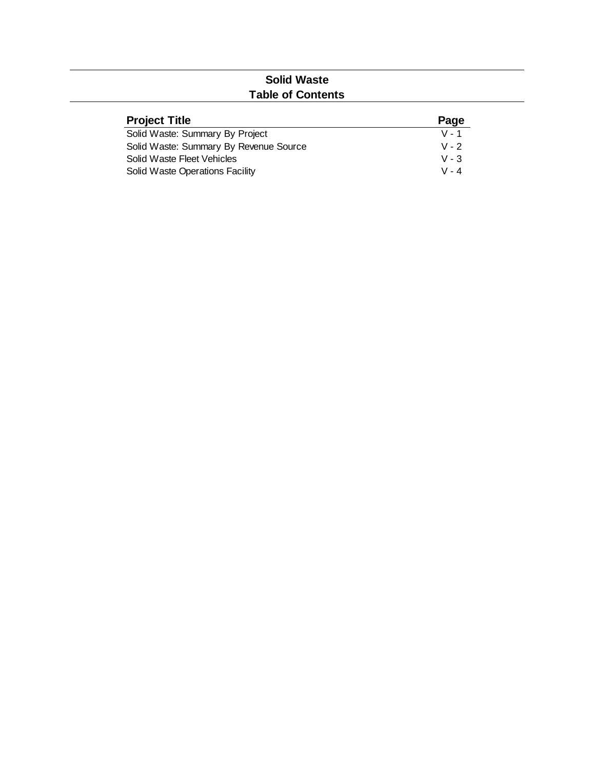# Solid Waste
## Table of Contents

| Project Title | Page |
| --- | --- |
| Solid Waste: Summary By Project | V - 1 |
| Solid Waste: Summary By Revenue Source | V - 2 |
| Solid Waste Fleet Vehicles | V - 3 |
| Solid Waste Operations Facility | V - 4 |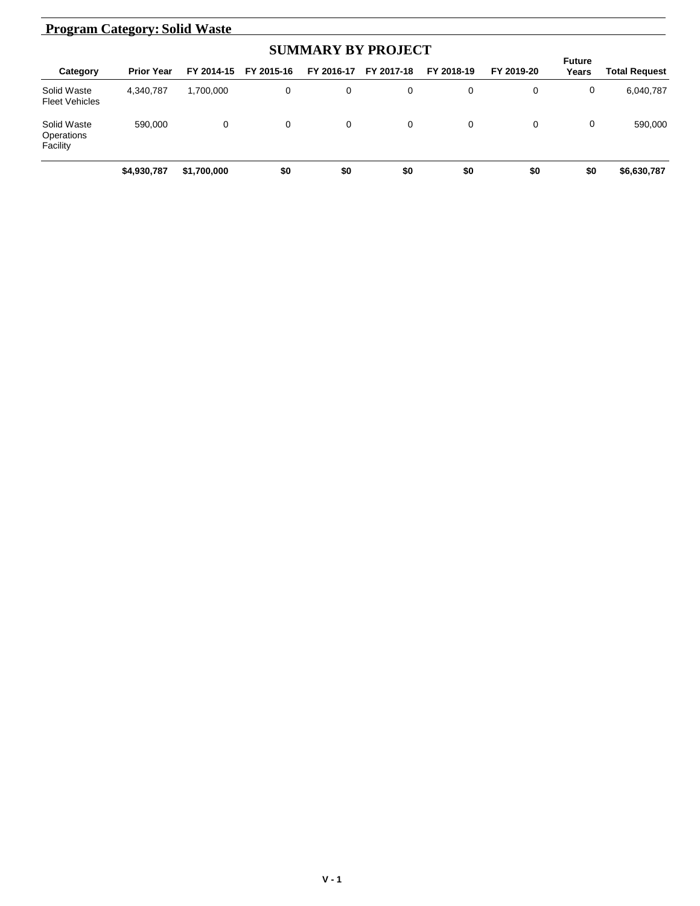## Program Category: Solid Waste

### SUMMARY BY PROJECT

| Category | Prior Year | FY 2014-15 | FY 2015-16 | FY 2016-17 | FY 2017-18 | FY 2018-19 | FY 2019-20 | Future Years | Total Request |
|---|---|---|---|---|---|---|---|---|---|
| Solid Waste Fleet Vehicles | 4,340,787 | 1,700,000 | 0 | 0 | 0 | 0 | 0 | 0 | 6,040,787 |
| Solid Waste Operations Facility | 590,000 | 0 | 0 | 0 | 0 | 0 | 0 | 0 | 590,000 |
| | **$4,930,787** | **$1,700,000** | **$0** | **$0** | **$0** | **$0** | **$0** | **$0** | **$6,630,787** |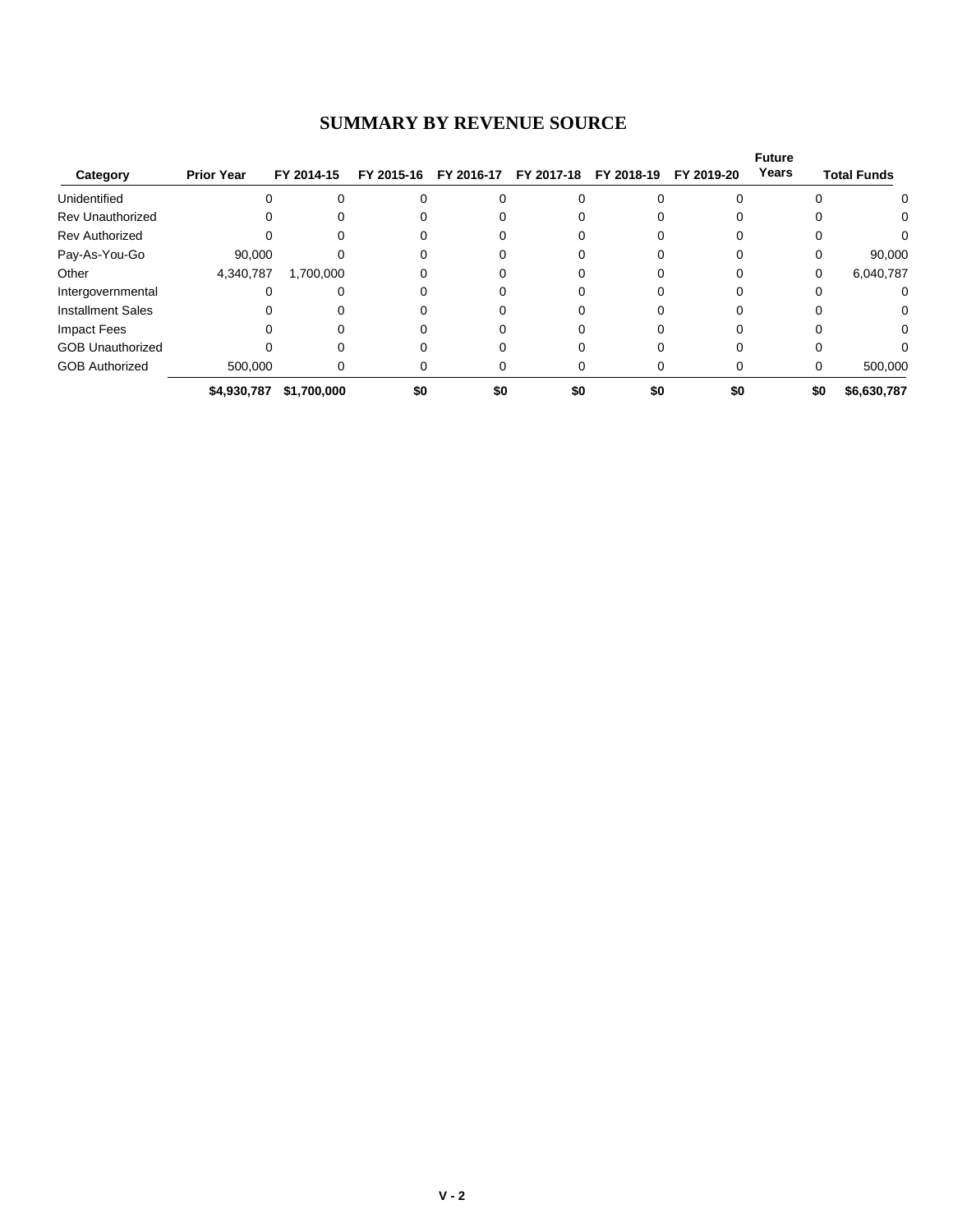## SUMMARY BY REVENUE SOURCE

| Category | Prior Year | FY 2014-15 | FY 2015-16 | FY 2016-17 | FY 2017-18 | FY 2018-19 | FY 2019-20 | Future Years | Total Funds |
|---|---|---|---|---|---|---|---|---|---|
| Unidentified | 0 | 0 | 0 | 0 | 0 | 0 | 0 | 0 | 0 |
| Rev Unauthorized | 0 | 0 | 0 | 0 | 0 | 0 | 0 | 0 | 0 |
| Rev Authorized | 0 | 0 | 0 | 0 | 0 | 0 | 0 | 0 | 0 |
| Pay-As-You-Go | 90,000 | 0 | 0 | 0 | 0 | 0 | 0 | 0 | 90,000 |
| Other | 4,340,787 | 1,700,000 | 0 | 0 | 0 | 0 | 0 | 0 | 6,040,787 |
| Intergovernmental | 0 | 0 | 0 | 0 | 0 | 0 | 0 | 0 | 0 |
| Installment Sales | 0 | 0 | 0 | 0 | 0 | 0 | 0 | 0 | 0 |
| Impact Fees | 0 | 0 | 0 | 0 | 0 | 0 | 0 | 0 | 0 |
| GOB Unauthorized | 0 | 0 | 0 | 0 | 0 | 0 | 0 | 0 | 0 |
| GOB Authorized | 500,000 | 0 | 0 | 0 | 0 | 0 | 0 | 0 | 500,000 |
| | **$4,930,787** | **$1,700,000** | **$0** | **$0** | **$0** | **$0** | **$0** | **$0** | **$6,630,787** |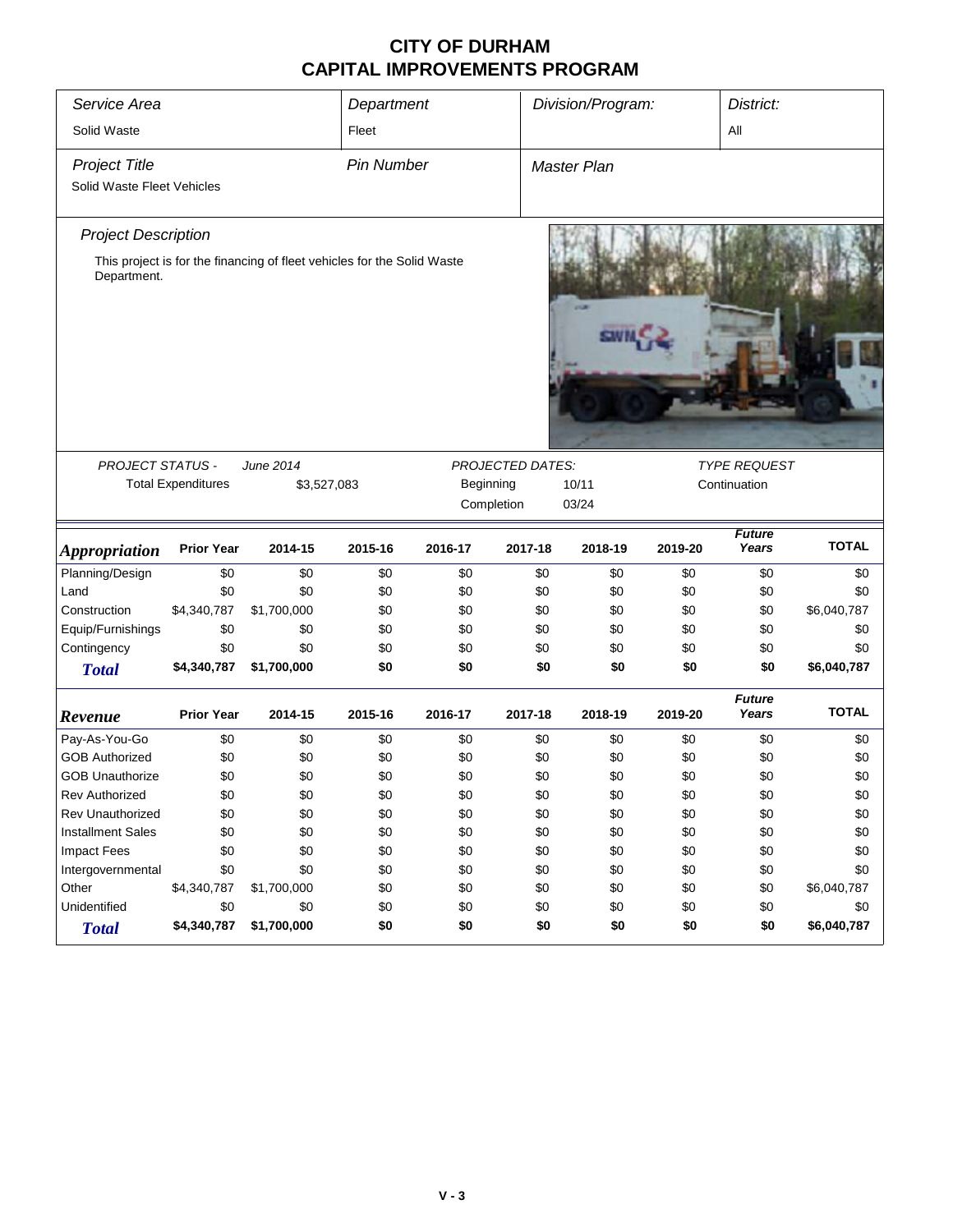# CITY OF DURHAM
# CAPITAL IMPROVEMENTS PROGRAM

| *Service Area* | *Department* | *Division/Program:* | *District:* |
|---|---|---|---|
| Solid Waste | Fleet | | All |

| *Project Title* | *Pin Number* | *Master Plan* |
|---|---|---|
| Solid Waste Fleet Vehicles | | |

*Project Description*

This project is for the financing of fleet vehicles for the Solid Waste Department.

| *PROJECT STATUS -* | *June 2014* | *PROJECTED DATES:* | | *TYPE REQUEST* |
|---|---|---|---|---|
| Total Expenditures | $3,527,083 | Beginning | 10/11 | Continuation |
| | | Completion | 03/24 | |

| *Appropriation* | Prior Year | 2014-15 | 2015-16 | 2016-17 | 2017-18 | 2018-19 | 2019-20 | *Future Years* | TOTAL |
|---|---|---|---|---|---|---|---|---|---|
| Planning/Design | $0 | $0 | $0 | $0 | $0 | $0 | $0 | $0 | $0 |
| Land | $0 | $0 | $0 | $0 | $0 | $0 | $0 | $0 | $0 |
| Construction | $4,340,787 | $1,700,000 | $0 | $0 | $0 | $0 | $0 | $0 | $6,040,787 |
| Equip/Furnishings | $0 | $0 | $0 | $0 | $0 | $0 | $0 | $0 | $0 |
| Contingency | $0 | $0 | $0 | $0 | $0 | $0 | $0 | $0 | $0 |
| ***Total*** | **$4,340,787** | **$1,700,000** | **$0** | **$0** | **$0** | **$0** | **$0** | **$0** | **$6,040,787** |

| *Revenue* | Prior Year | 2014-15 | 2015-16 | 2016-17 | 2017-18 | 2018-19 | 2019-20 | *Future Years* | TOTAL |
|---|---|---|---|---|---|---|---|---|---|
| Pay-As-You-Go | $0 | $0 | $0 | $0 | $0 | $0 | $0 | $0 | $0 |
| GOB Authorized | $0 | $0 | $0 | $0 | $0 | $0 | $0 | $0 | $0 |
| GOB Unauthorize | $0 | $0 | $0 | $0 | $0 | $0 | $0 | $0 | $0 |
| Rev Authorized | $0 | $0 | $0 | $0 | $0 | $0 | $0 | $0 | $0 |
| Rev Unauthorized | $0 | $0 | $0 | $0 | $0 | $0 | $0 | $0 | $0 |
| Installment Sales | $0 | $0 | $0 | $0 | $0 | $0 | $0 | $0 | $0 |
| Impact Fees | $0 | $0 | $0 | $0 | $0 | $0 | $0 | $0 | $0 |
| Intergovernmental | $0 | $0 | $0 | $0 | $0 | $0 | $0 | $0 | $0 |
| Other | $4,340,787 | $1,700,000 | $0 | $0 | $0 | $0 | $0 | $0 | $6,040,787 |
| Unidentified | $0 | $0 | $0 | $0 | $0 | $0 | $0 | $0 | $0 |
| ***Total*** | **$4,340,787** | **$1,700,000** | **$0** | **$0** | **$0** | **$0** | **$0** | **$0** | **$6,040,787** |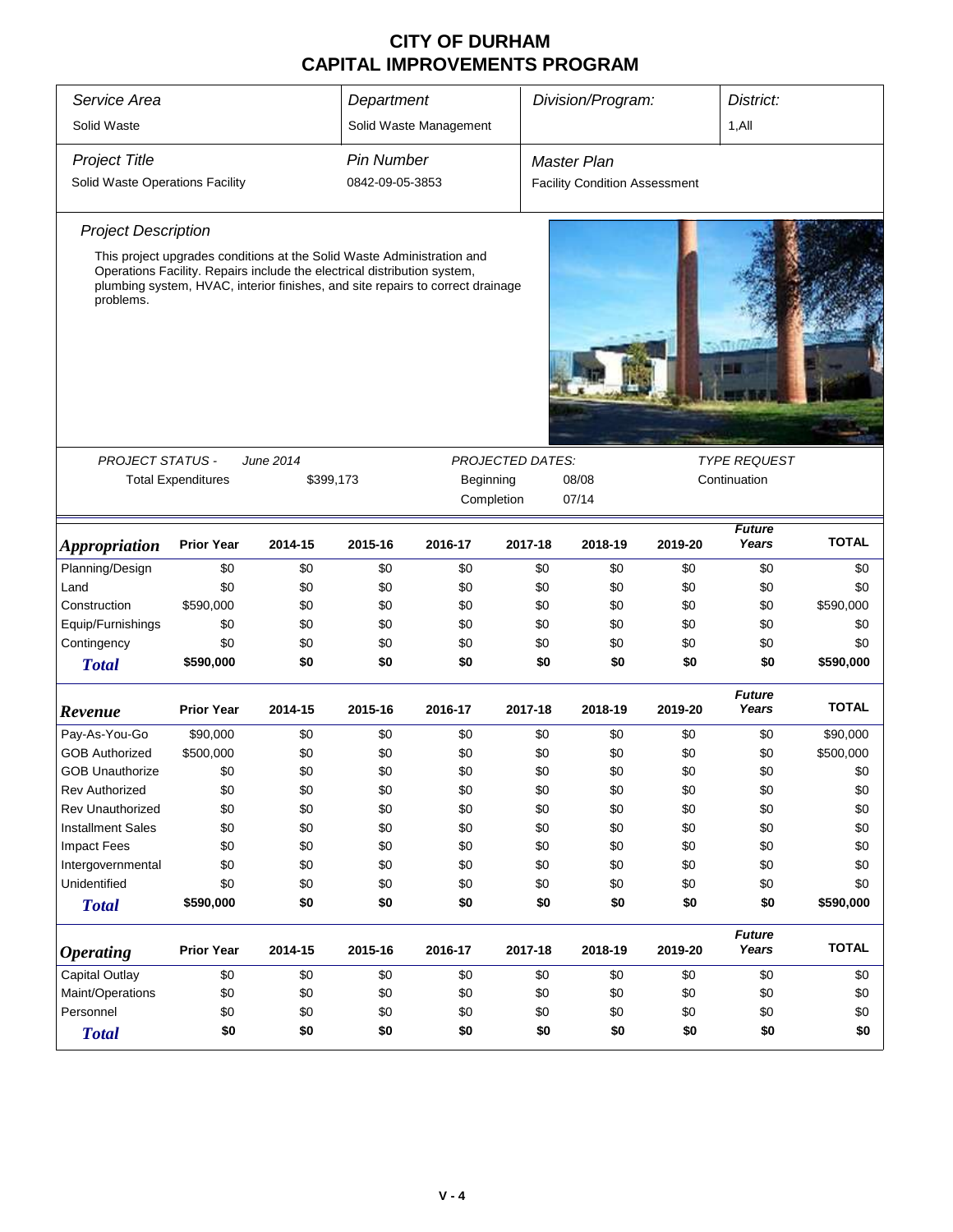# CITY OF DURHAM
# CAPITAL IMPROVEMENTS PROGRAM

| Service Area | Department | Division/Program: | District: |
|---|---|---|---|
| Solid Waste | Solid Waste Management | | 1,All |

| Project Title | Pin Number | Master Plan |
|---|---|---|
| Solid Waste Operations Facility | 0842-09-05-3853 | Facility Condition Assessment |

## Project Description

This project upgrades conditions at the Solid Waste Administration and Operations Facility. Repairs include the electrical distribution system, plumbing system, HVAC, interior finishes, and site repairs to correct drainage problems.

| PROJECT STATUS - | June 2014 | PROJECTED DATES: | | TYPE REQUEST |
|---|---|---|---|---|
| Total Expenditures | $399,173 | Beginning | 08/08 | Continuation |
| | | Completion | 07/14 | |

| Appropriation | Prior Year | 2014-15 | 2015-16 | 2016-17 | 2017-18 | 2018-19 | 2019-20 | Future Years | TOTAL |
|---|---|---|---|---|---|---|---|---|---|
| Planning/Design | $0 | $0 | $0 | $0 | $0 | $0 | $0 | $0 | $0 |
| Land | $0 | $0 | $0 | $0 | $0 | $0 | $0 | $0 | $0 |
| Construction | $590,000 | $0 | $0 | $0 | $0 | $0 | $0 | $0 | $590,000 |
| Equip/Furnishings | $0 | $0 | $0 | $0 | $0 | $0 | $0 | $0 | $0 |
| Contingency | $0 | $0 | $0 | $0 | $0 | $0 | $0 | $0 | $0 |
| **Total** | **$590,000** | **$0** | **$0** | **$0** | **$0** | **$0** | **$0** | **$0** | **$590,000** |

| Revenue | Prior Year | 2014-15 | 2015-16 | 2016-17 | 2017-18 | 2018-19 | 2019-20 | Future Years | TOTAL |
|---|---|---|---|---|---|---|---|---|---|
| Pay-As-You-Go | $90,000 | $0 | $0 | $0 | $0 | $0 | $0 | $0 | $90,000 |
| GOB Authorized | $500,000 | $0 | $0 | $0 | $0 | $0 | $0 | $0 | $500,000 |
| GOB Unauthorize | $0 | $0 | $0 | $0 | $0 | $0 | $0 | $0 | $0 |
| Rev Authorized | $0 | $0 | $0 | $0 | $0 | $0 | $0 | $0 | $0 |
| Rev Unauthorized | $0 | $0 | $0 | $0 | $0 | $0 | $0 | $0 | $0 |
| Installment Sales | $0 | $0 | $0 | $0 | $0 | $0 | $0 | $0 | $0 |
| Impact Fees | $0 | $0 | $0 | $0 | $0 | $0 | $0 | $0 | $0 |
| Intergovernmental | $0 | $0 | $0 | $0 | $0 | $0 | $0 | $0 | $0 |
| Unidentified | $0 | $0 | $0 | $0 | $0 | $0 | $0 | $0 | $0 |
| **Total** | **$590,000** | **$0** | **$0** | **$0** | **$0** | **$0** | **$0** | **$0** | **$590,000** |

| Operating | Prior Year | 2014-15 | 2015-16 | 2016-17 | 2017-18 | 2018-19 | 2019-20 | Future Years | TOTAL |
|---|---|---|---|---|---|---|---|---|---|
| Capital Outlay | $0 | $0 | $0 | $0 | $0 | $0 | $0 | $0 | $0 |
| Maint/Operations | $0 | $0 | $0 | $0 | $0 | $0 | $0 | $0 | $0 |
| Personnel | $0 | $0 | $0 | $0 | $0 | $0 | $0 | $0 | $0 |
| **Total** | **$0** | **$0** | **$0** | **$0** | **$0** | **$0** | **$0** | **$0** | **$0** |